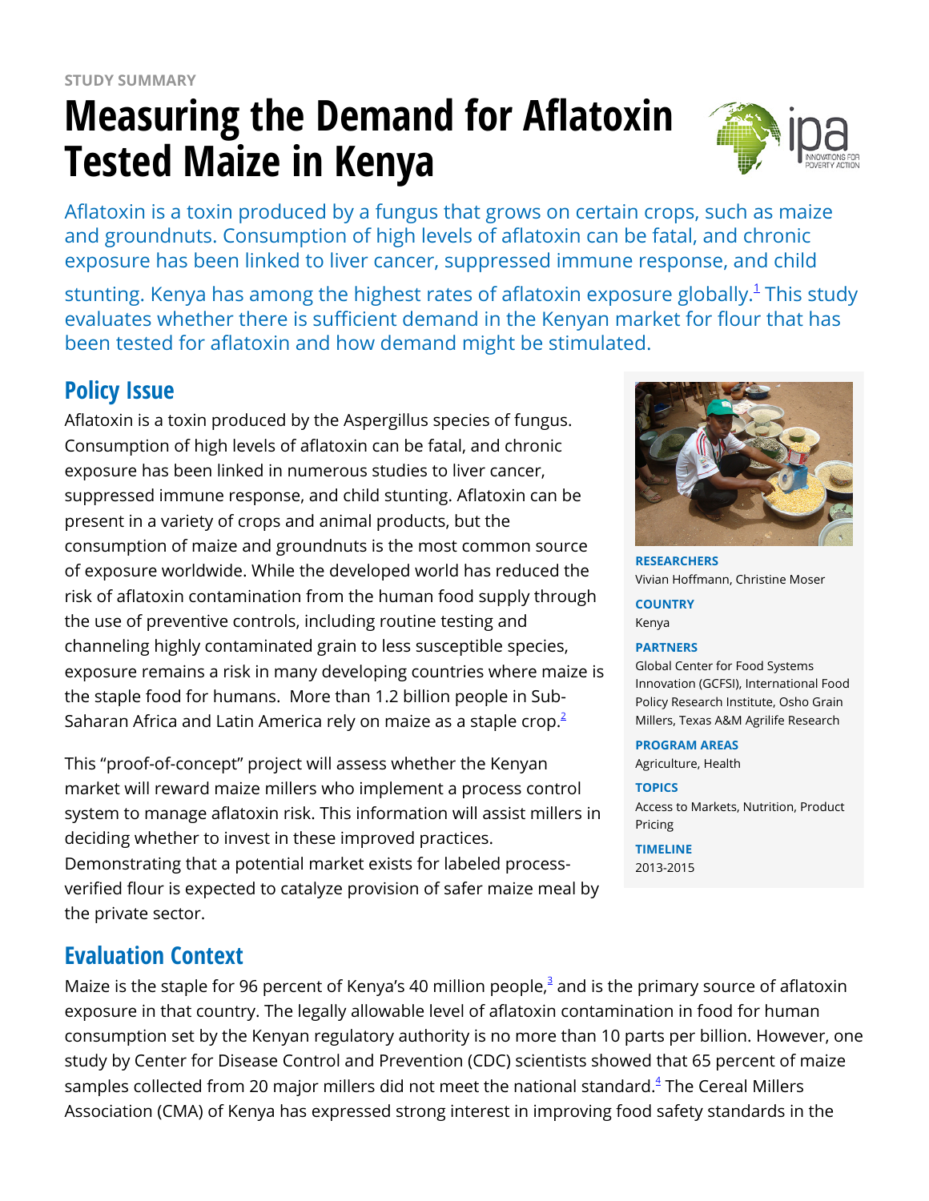STUDY SUMMARY

# Measuring the Demand for Aflatoxin Tested Maize in Kenya

Aflatoxin is a toxin produced by a fungus that grows on certain crops, such as maize and groundnuts. Consumption of high levels of aflatoxin can be fatal, and chronic exposure has been linked to liver cancer, suppressed immune response, and child stunting. Kenya has among the highest rates of aflatoxin exposure globally.[1] This study evaluates whether there is sufficient demand in the Kenyan market for flour that has been tested for aflatoxin and how demand might be stimulated.

## Policy Issue

Aflatoxin is a toxin produced by the Aspergillus species of fungus. Consumption of high levels of aflatoxin can be fatal, and chronic exposure has been linked in numerous studies to liver cancer, suppressed immune response, and child stunting. Aflatoxin can be present in a variety of crops and animal products, but the consumption of maize and groundnuts is the most common source of exposure worldwide. While the developed world has reduced the risk of aflatoxin contamination from the human food supply through the use of preventive controls, including routine testing and channeling highly contaminated grain to less susceptible species, exposure remains a risk in many developing countries where maize is the staple food for humans. More than 1.2 billion people in Sub-Saharan Africa and Latin America rely on maize as a staple crop.[2]

This "proof-of-concept" project will assess whether the Kenyan market will reward maize millers who implement a process control system to manage aflatoxin risk. This information will assist millers in deciding whether to invest in these improved practices. Demonstrating that a potential market exists for labeled process-verified flour is expected to catalyze provision of safer maize meal by the private sector.

**RESEARCHERS**
Vivian Hoffmann, Christine Moser

**COUNTRY**
Kenya

**PARTNERS**
Global Center for Food Systems Innovation (GCFSI), International Food Policy Research Institute, Osho Grain Millers, Texas A&M Agrilife Research

**PROGRAM AREAS**
Agriculture, Health

**TOPICS**
Access to Markets, Nutrition, Product Pricing

**TIMELINE**
2013-2015

## Evaluation Context

Maize is the staple for 96 percent of Kenya's 40 million people,[3] and is the primary source of aflatoxin exposure in that country. The legally allowable level of aflatoxin contamination in food for human consumption set by the Kenyan regulatory authority is no more than 10 parts per billion. However, one study by Center for Disease Control and Prevention (CDC) scientists showed that 65 percent of maize samples collected from 20 major millers did not meet the national standard.[4] The Cereal Millers Association (CMA) of Kenya has expressed strong interest in improving food safety standards in the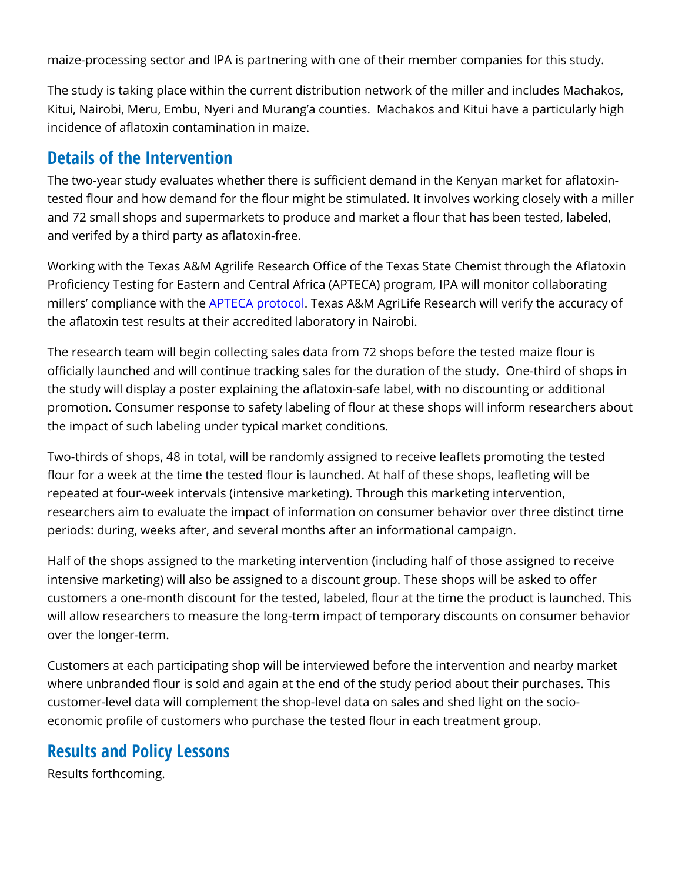maize-processing sector and IPA is partnering with one of their member companies for this study.

The study is taking place within the current distribution network of the miller and includes Machakos, Kitui, Nairobi, Meru, Embu, Nyeri and Murang'a counties.  Machakos and Kitui have a particularly high incidence of aflatoxin contamination in maize.

## Details of the Intervention

The two-year study evaluates whether there is sufficient demand in the Kenyan market for aflatoxin-tested flour and how demand for the flour might be stimulated. It involves working closely with a miller and 72 small shops and supermarkets to produce and market a flour that has been tested, labeled, and verifed by a third party as aflatoxin-free.

Working with the Texas A&M Agrilife Research Office of the Texas State Chemist through the Aflatoxin Proficiency Testing for Eastern and Central Africa (APTECA) program, IPA will monitor collaborating millers' compliance with the APTECA protocol. Texas A&M AgriLife Research will verify the accuracy of the aflatoxin test results at their accredited laboratory in Nairobi.

The research team will begin collecting sales data from 72 shops before the tested maize flour is officially launched and will continue tracking sales for the duration of the study.  One-third of shops in the study will display a poster explaining the aflatoxin-safe label, with no discounting or additional promotion. Consumer response to safety labeling of flour at these shops will inform researchers about the impact of such labeling under typical market conditions.

Two-thirds of shops, 48 in total, will be randomly assigned to receive leaflets promoting the tested flour for a week at the time the tested flour is launched. At half of these shops, leafleting will be repeated at four-week intervals (intensive marketing). Through this marketing intervention, researchers aim to evaluate the impact of information on consumer behavior over three distinct time periods: during, weeks after, and several months after an informational campaign.

Half of the shops assigned to the marketing intervention (including half of those assigned to receive intensive marketing) will also be assigned to a discount group. These shops will be asked to offer customers a one-month discount for the tested, labeled, flour at the time the product is launched. This will allow researchers to measure the long-term impact of temporary discounts on consumer behavior over the longer-term.

Customers at each participating shop will be interviewed before the intervention and nearby market where unbranded flour is sold and again at the end of the study period about their purchases. This customer-level data will complement the shop-level data on sales and shed light on the socio-economic profile of customers who purchase the tested flour in each treatment group.

## Results and Policy Lessons

Results forthcoming.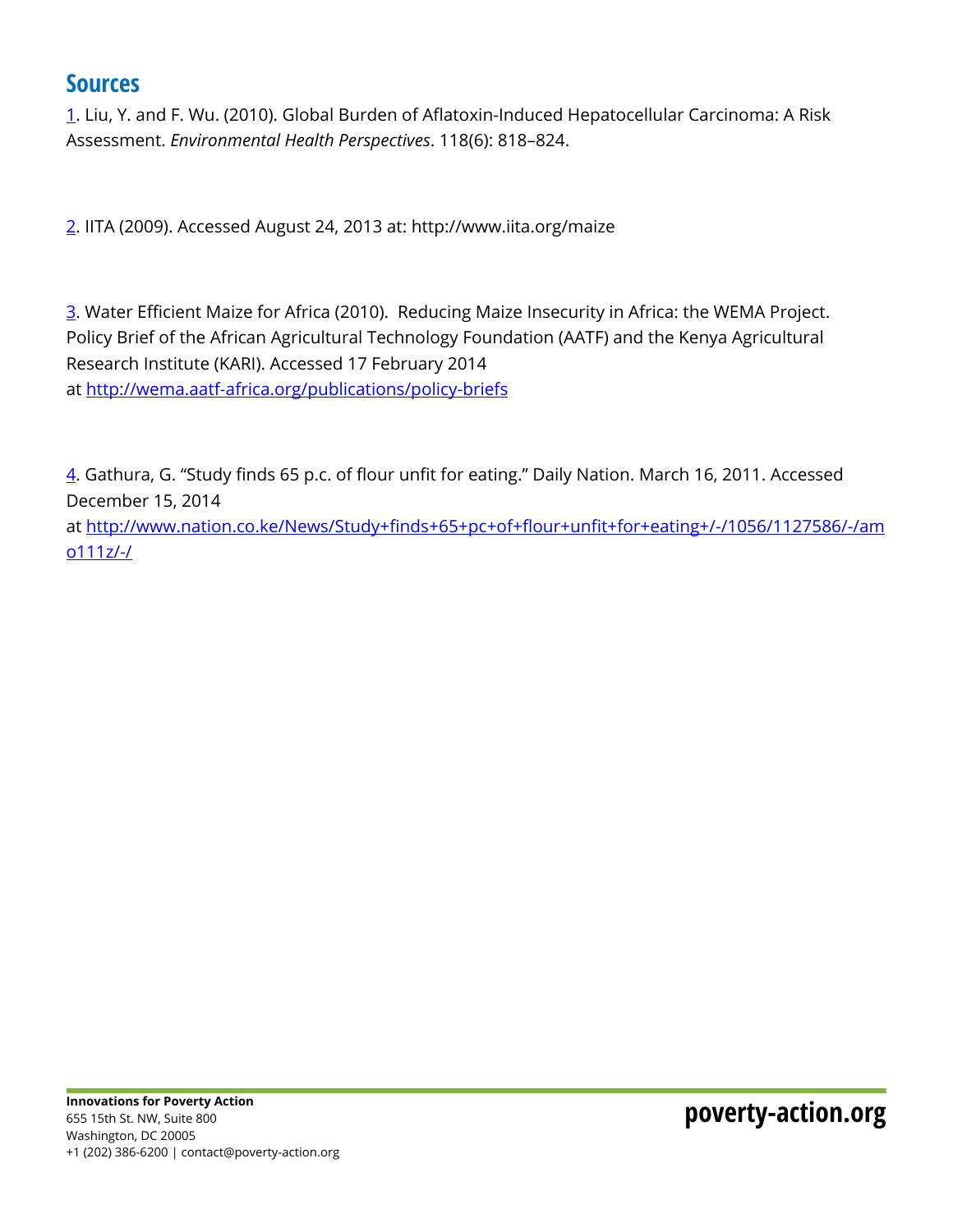## Sources

1. Liu, Y. and F. Wu. (2010). Global Burden of Aflatoxin-Induced Hepatocellular Carcinoma: A Risk Assessment. *Environmental Health Perspectives*. 118(6): 818–824.

2. IITA (2009). Accessed August 24, 2013 at: http://www.iita.org/maize

3. Water Efficient Maize for Africa (2010). Reducing Maize Insecurity in Africa: the WEMA Project. Policy Brief of the African Agricultural Technology Foundation (AATF) and the Kenya Agricultural Research Institute (KARI). Accessed 17 February 2014 at http://wema.aatf-africa.org/publications/policy-briefs

4. Gathura, G. “Study finds 65 p.c. of flour unfit for eating.” Daily Nation. March 16, 2011. Accessed December 15, 2014 at http://www.nation.co.ke/News/Study+finds+65+pc+of+flour+unfit+for+eating+/-/1056/1127586/-/amo111z/-/

**Innovations for Poverty Action**
655 15th St. NW, Suite 800
Washington, DC 20005
+1 (202) 386-6200 | contact@poverty-action.org

**poverty-action.org**